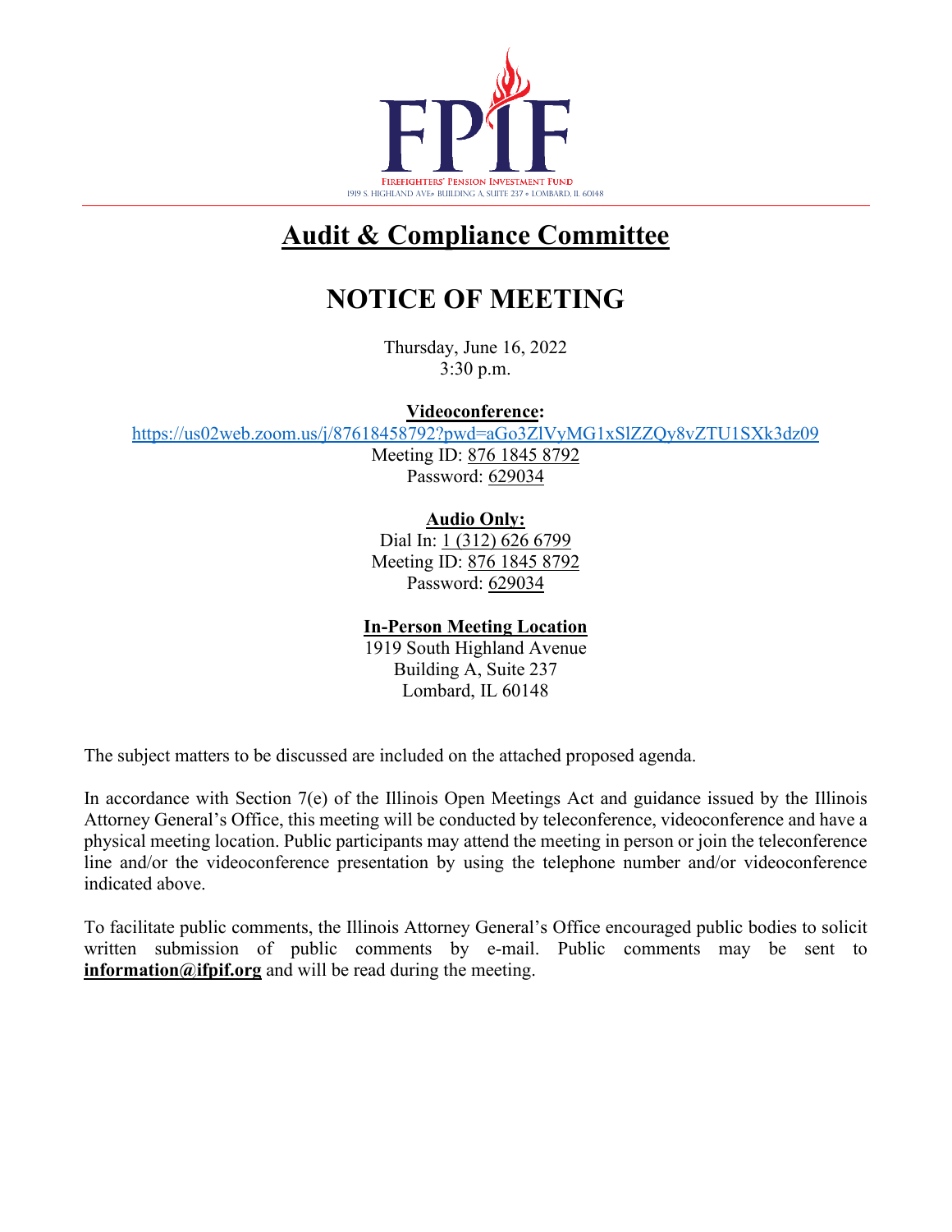FPIF

FIREFIGHTERS' PENSION INVESTMENT FUND
1919 S. HIGHLAND AVE • BUILDING A, SUITE 237 • LOMBARD, IL 60148

# Audit & Compliance Committee

# NOTICE OF MEETING

Thursday, June 16, 2022
3:30 p.m.

**Videoconference:**
https://us02web.zoom.us/j/87618458792?pwd=aGo3ZlVyMG1xSlZZQy8vZTU1SXk3dz09
Meeting ID: 876 1845 8792
Password: 629034

**Audio Only:**
Dial In: 1 (312) 626 6799
Meeting ID: 876 1845 8792
Password: 629034

**In-Person Meeting Location**
1919 South Highland Avenue
Building A, Suite 237
Lombard, IL 60148

The subject matters to be discussed are included on the attached proposed agenda.

In accordance with Section 7(e) of the Illinois Open Meetings Act and guidance issued by the Illinois Attorney General's Office, this meeting will be conducted by teleconference, videoconference and have a physical meeting location. Public participants may attend the meeting in person or join the teleconference line and/or the videoconference presentation by using the telephone number and/or videoconference indicated above.

To facilitate public comments, the Illinois Attorney General's Office encouraged public bodies to solicit written submission of public comments by e-mail. Public comments may be sent to **information@ifpif.org** and will be read during the meeting.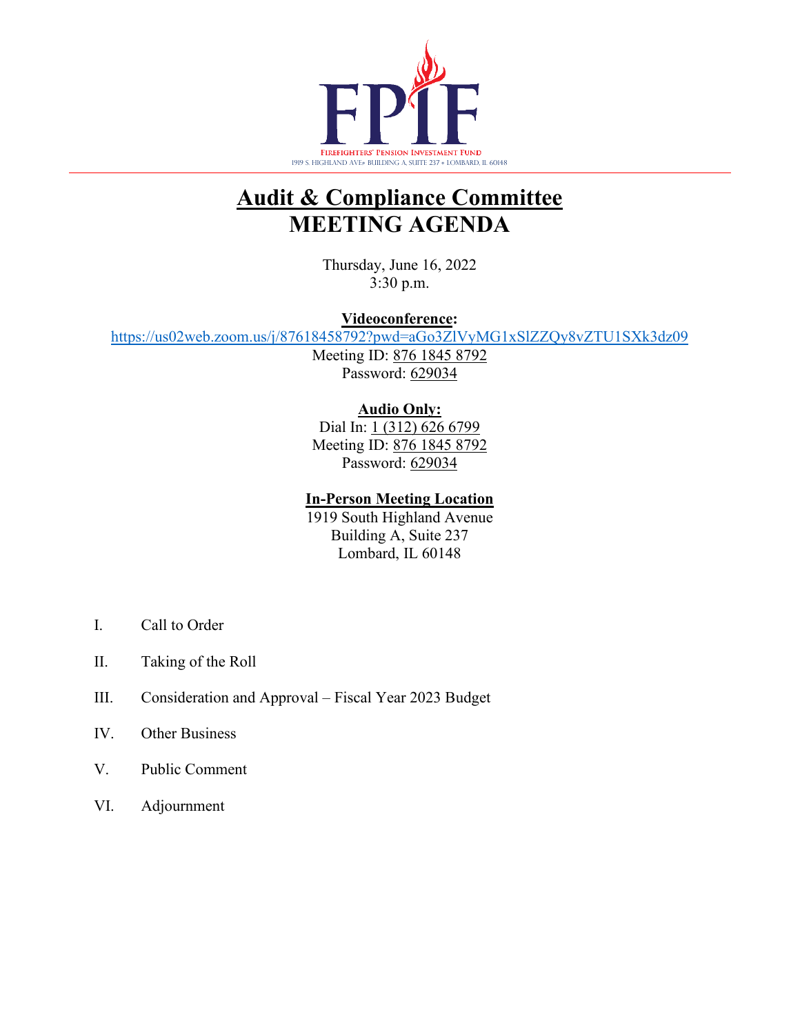FPIF

FIREFIGHTERS' PENSION INVESTMENT FUND
1919 S. HIGHLAND AVE• BUILDING A, SUITE 237 • LOMBARD, IL 60148

# Audit & Compliance Committee
# MEETING AGENDA

Thursday, June 16, 2022
3:30 p.m.

**Videoconference:**
https://us02web.zoom.us/j/87618458792?pwd=aGo3ZlVyMG1xSlZZQy8vZTU1SXk3dz09
Meeting ID: 876 1845 8792
Password: 629034

**Audio Only:**
Dial In: 1 (312) 626 6799
Meeting ID: 876 1845 8792
Password: 629034

**In-Person Meeting Location**
1919 South Highland Avenue
Building A, Suite 237
Lombard, IL 60148

I. Call to Order

II. Taking of the Roll

III. Consideration and Approval – Fiscal Year 2023 Budget

IV. Other Business

V. Public Comment

VI. Adjournment